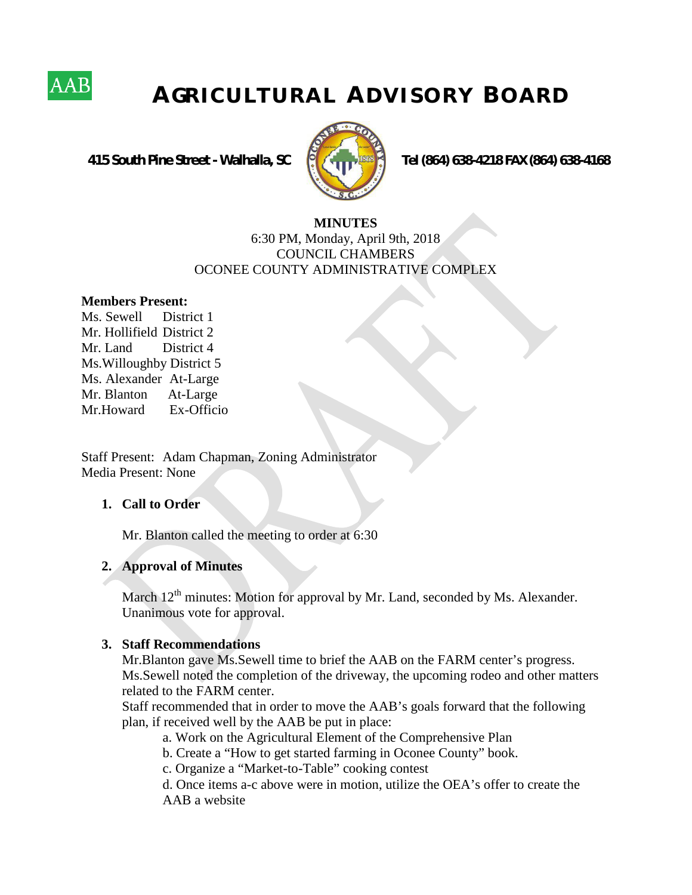AAB

# AGRICULTURAL ADVISORY BOARD

**415 South Pine Street - Walhalla, SC** **Tel (864) 638-4218 FAX (864) 638-4168**

**MINUTES**
6:30 PM, Monday, April 9th, 2018
COUNCIL CHAMBERS
OCONEE COUNTY ADMINISTRATIVE COMPLEX

**Members Present:**
Ms. Sewell District 1
Mr. Hollifield District 2
Mr. Land District 4
Ms.Willoughby District 5
Ms. Alexander At-Large
Mr. Blanton At-Large
Mr.Howard Ex-Officio

Staff Present: Adam Chapman, Zoning Administrator
Media Present: None

1. **Call to Order**

   Mr. Blanton called the meeting to order at 6:30

2. **Approval of Minutes**

   March 12th minutes: Motion for approval by Mr. Land, seconded by Ms. Alexander. Unanimous vote for approval.

3. **Staff Recommendations**

   Mr.Blanton gave Ms.Sewell time to brief the AAB on the FARM center's progress. Ms.Sewell noted the completion of the driveway, the upcoming rodeo and other matters related to the FARM center.

   Staff recommended that in order to move the AAB's goals forward that the following plan, if received well by the AAB be put in place:

   a. Work on the Agricultural Element of the Comprehensive Plan

   b. Create a "How to get started farming in Oconee County" book.

   c. Organize a "Market-to-Table" cooking contest

   d. Once items a-c above were in motion, utilize the OEA's offer to create the AAB a website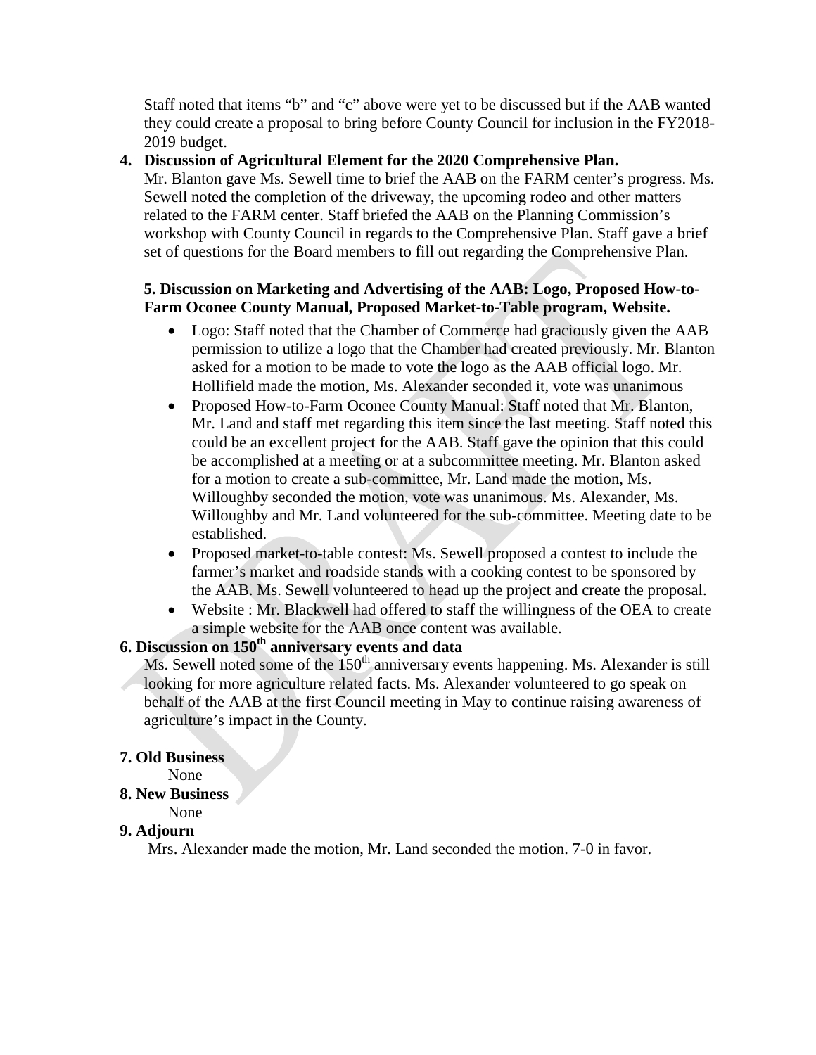Staff noted that items "b" and "c" above were yet to be discussed but if the AAB wanted they could create a proposal to bring before County Council for inclusion in the FY2018-2019 budget.

**4. Discussion of Agricultural Element for the 2020 Comprehensive Plan.**

Mr. Blanton gave Ms. Sewell time to brief the AAB on the FARM center's progress. Ms. Sewell noted the completion of the driveway, the upcoming rodeo and other matters related to the FARM center. Staff briefed the AAB on the Planning Commission's workshop with County Council in regards to the Comprehensive Plan. Staff gave a brief set of questions for the Board members to fill out regarding the Comprehensive Plan.

**5. Discussion on Marketing and Advertising of the AAB: Logo, Proposed How-to-Farm Oconee County Manual, Proposed Market-to-Table program, Website.**

- Logo: Staff noted that the Chamber of Commerce had graciously given the AAB permission to utilize a logo that the Chamber had created previously. Mr. Blanton asked for a motion to be made to vote the logo as the AAB official logo. Mr. Hollifield made the motion, Ms. Alexander seconded it, vote was unanimous
- Proposed How-to-Farm Oconee County Manual: Staff noted that Mr. Blanton, Mr. Land and staff met regarding this item since the last meeting. Staff noted this could be an excellent project for the AAB. Staff gave the opinion that this could be accomplished at a meeting or at a subcommittee meeting. Mr. Blanton asked for a motion to create a sub-committee, Mr. Land made the motion, Ms. Willoughby seconded the motion, vote was unanimous. Ms. Alexander, Ms. Willoughby and Mr. Land volunteered for the sub-committee. Meeting date to be established.
- Proposed market-to-table contest: Ms. Sewell proposed a contest to include the farmer's market and roadside stands with a cooking contest to be sponsored by the AAB. Ms. Sewell volunteered to head up the project and create the proposal.
- Website : Mr. Blackwell had offered to staff the willingness of the OEA to create a simple website for the AAB once content was available.

**6. Discussion on 150th anniversary events and data**

Ms. Sewell noted some of the 150th anniversary events happening. Ms. Alexander is still looking for more agriculture related facts. Ms. Alexander volunteered to go speak on behalf of the AAB at the first Council meeting in May to continue raising awareness of agriculture's impact in the County.

**7. Old Business**

None

**8. New Business**

None

**9. Adjourn**

Mrs. Alexander made the motion, Mr. Land seconded the motion. 7-0 in favor.